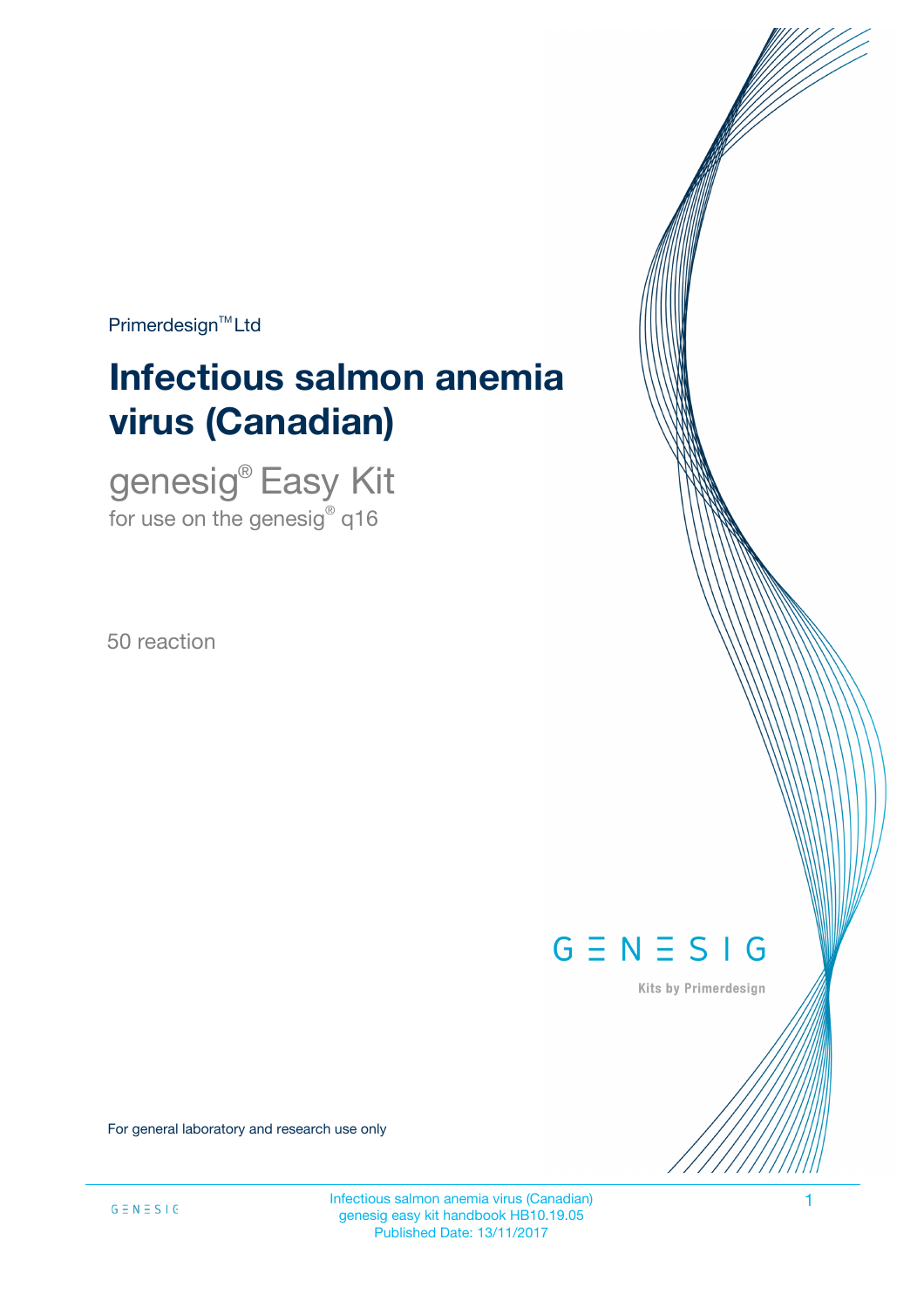Primerdesign™ Ltd

# Infectious salmon anemia virus (Canadian)

## genesig® Easy Kit

for use on the genesig® q16

50 reaction

GENESIG

Kits by Primerdesign

For general laboratory and research use only

Infectious salmon anemia virus (Canadian)
genesig easy kit handbook HB10.19.05
Published Date: 13/11/2017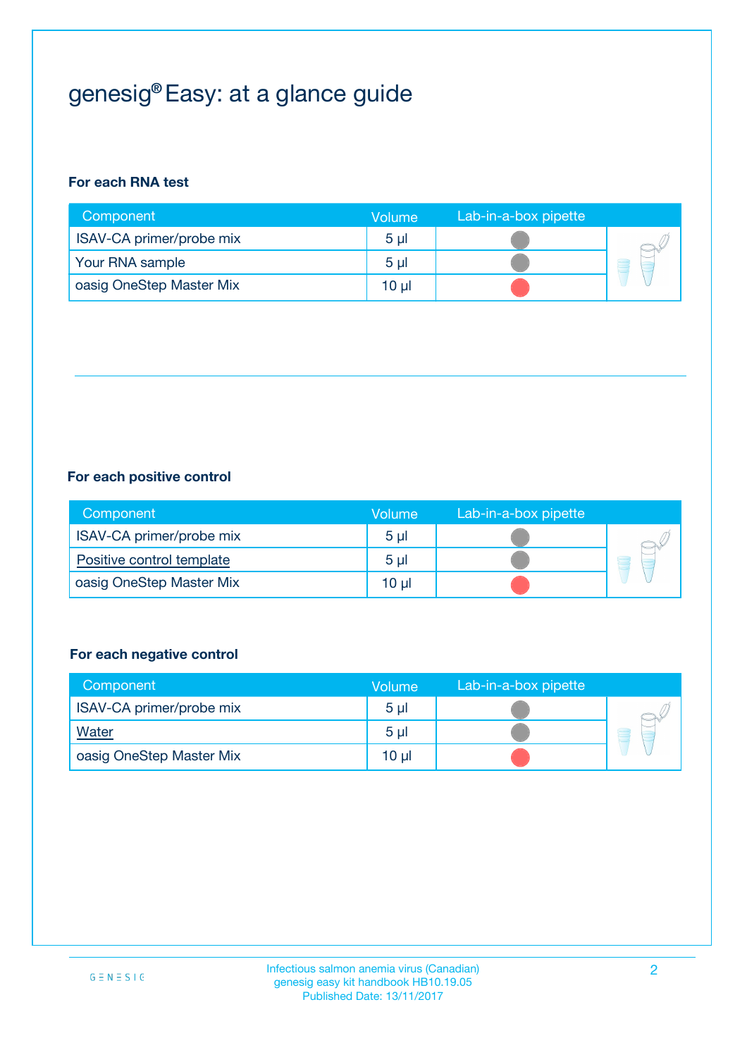# genesig® Easy: at a glance guide

**For each RNA test**

| Component | Volume | Lab-in-a-box pipette |
|---|---|---|
| ISAV-CA primer/probe mix | 5 µl | |
| Your RNA sample | 5 µl | |
| oasig OneStep Master Mix | 10 µl | |

**For each positive control**

| Component | Volume | Lab-in-a-box pipette |
|---|---|---|
| ISAV-CA primer/probe mix | 5 µl | |
| Positive control template | 5 µl | |
| oasig OneStep Master Mix | 10 µl | |

**For each negative control**

| Component | Volume | Lab-in-a-box pipette |
|---|---|---|
| ISAV-CA primer/probe mix | 5 µl | |
| Water | 5 µl | |
| oasig OneStep Master Mix | 10 µl | |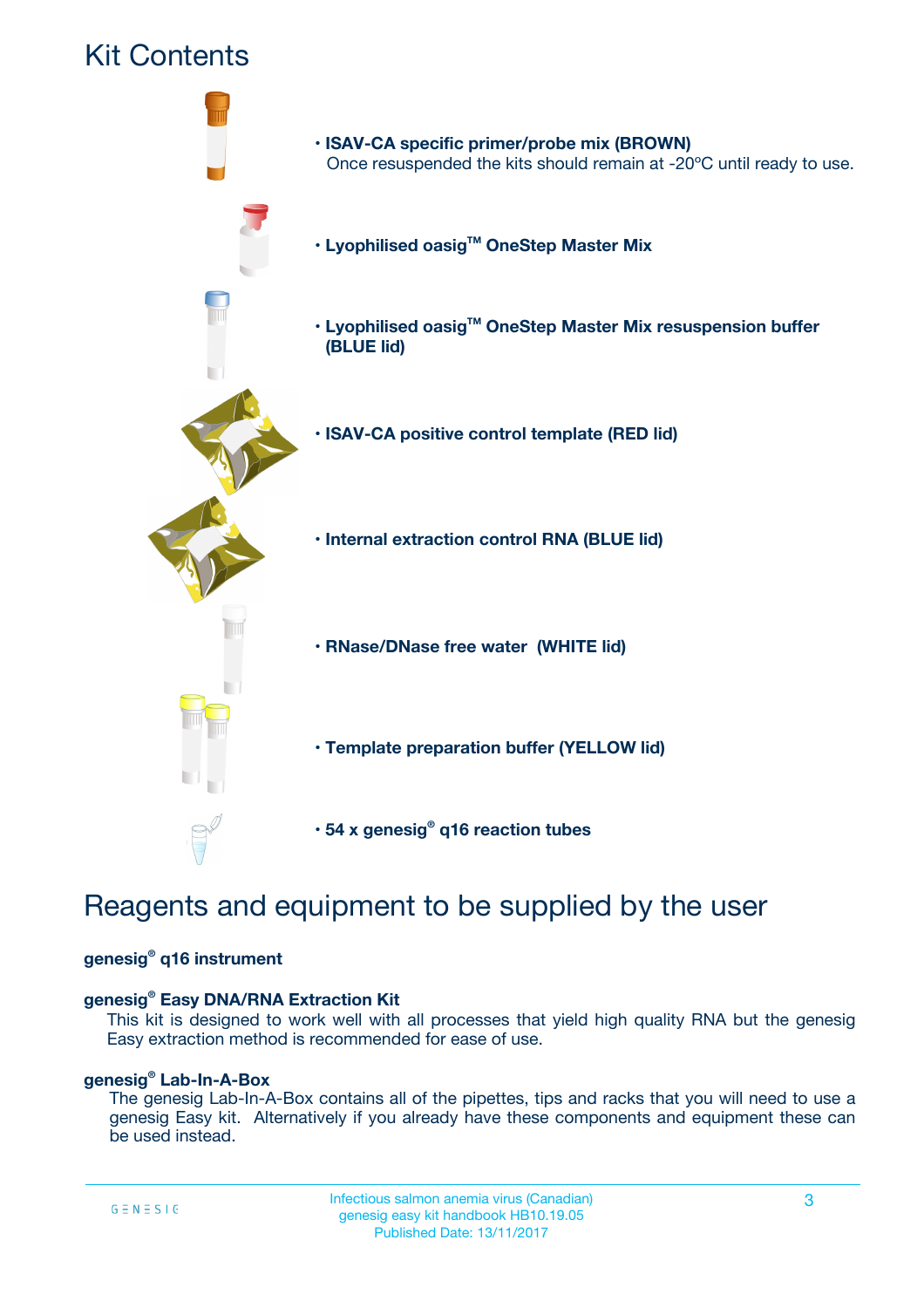# Kit Contents

- **ISAV-CA specific primer/probe mix (BROWN)**
  Once resuspended the kits should remain at -20ºC until ready to use.
- **Lyophilised oasig™ OneStep Master Mix**
- **Lyophilised oasig™ OneStep Master Mix resuspension buffer (BLUE lid)**
- **ISAV-CA positive control template (RED lid)**
- **Internal extraction control RNA (BLUE lid)**
- **RNase/DNase free water (WHITE lid)**
- **Template preparation buffer (YELLOW lid)**
- **54 x genesig® q16 reaction tubes**

# Reagents and equipment to be supplied by the user

**genesig® q16 instrument**

**genesig® Easy DNA/RNA Extraction Kit**

This kit is designed to work well with all processes that yield high quality RNA but the genesig Easy extraction method is recommended for ease of use.

**genesig® Lab-In-A-Box**

The genesig Lab-In-A-Box contains all of the pipettes, tips and racks that you will need to use a genesig Easy kit. Alternatively if you already have these components and equipment these can be used instead.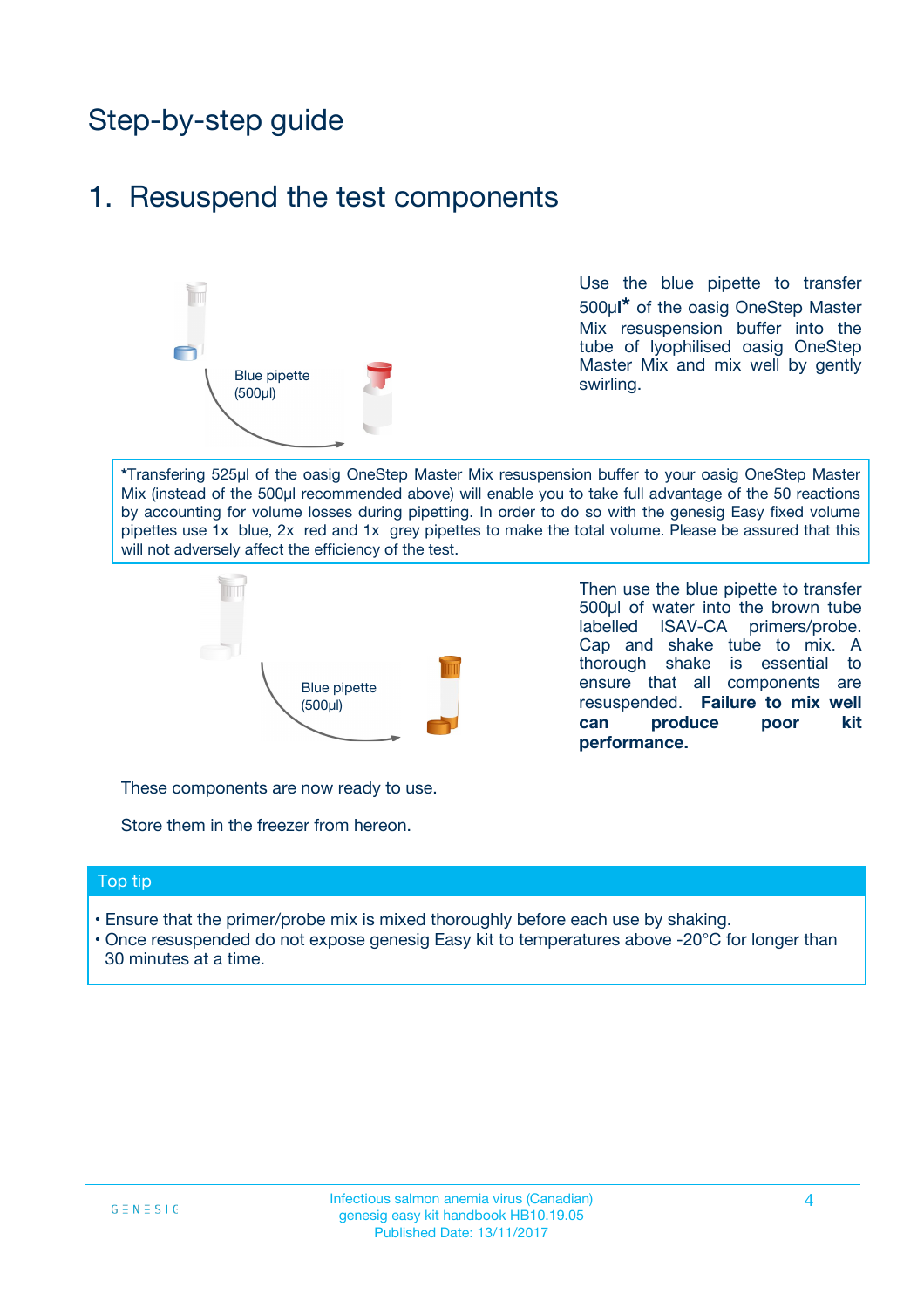# Step-by-step guide

## 1. Resuspend the test components

Blue pipette (500µl)

Use the blue pipette to transfer 500µl* of the oasig OneStep Master Mix resuspension buffer into the tube of lyophilised oasig OneStep Master Mix and mix well by gently swirling.

*Transfering 525µl of the oasig OneStep Master Mix resuspension buffer to your oasig OneStep Master Mix (instead of the 500µl recommended above) will enable you to take full advantage of the 50 reactions by accounting for volume losses during pipetting. In order to do so with the genesig Easy fixed volume pipettes use 1x blue, 2x red and 1x grey pipettes to make the total volume. Please be assured that this will not adversely affect the efficiency of the test.

Blue pipette (500µl)

Then use the blue pipette to transfer 500µl of water into the brown tube labelled ISAV-CA primers/probe. Cap and shake tube to mix. A thorough shake is essential to ensure that all components are resuspended. **Failure to mix well can produce poor kit performance.**

These components are now ready to use.

Store them in the freezer from hereon.

### Top tip

- Ensure that the primer/probe mix is mixed thoroughly before each use by shaking.
- Once resuspended do not expose genesig Easy kit to temperatures above -20°C for longer than 30 minutes at a time.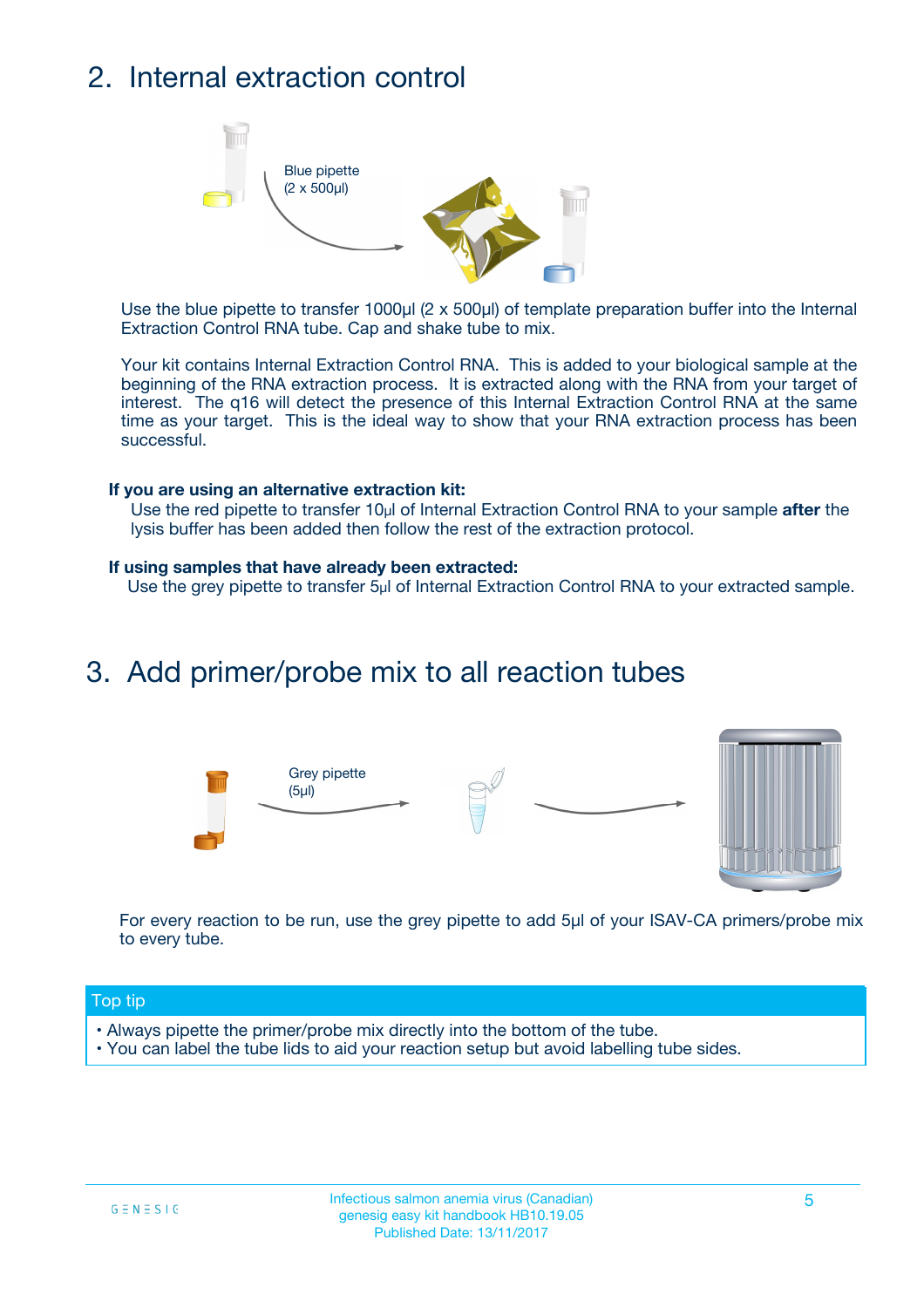## 2. Internal extraction control

Blue pipette
(2 x 500µl)

Use the blue pipette to transfer 1000µl (2 x 500µl) of template preparation buffer into the Internal Extraction Control RNA tube. Cap and shake tube to mix.

Your kit contains Internal Extraction Control RNA. This is added to your biological sample at the beginning of the RNA extraction process. It is extracted along with the RNA from your target of interest. The q16 will detect the presence of this Internal Extraction Control RNA at the same time as your target. This is the ideal way to show that your RNA extraction process has been successful.

**If you are using an alternative extraction kit:**

Use the red pipette to transfer 10µl of Internal Extraction Control RNA to your sample **after** the lysis buffer has been added then follow the rest of the extraction protocol.

**If using samples that have already been extracted:**

Use the grey pipette to transfer 5µl of Internal Extraction Control RNA to your extracted sample.

## 3. Add primer/probe mix to all reaction tubes

Grey pipette
(5µl)

For every reaction to be run, use the grey pipette to add 5µl of your ISAV-CA primers/probe mix to every tube.

**Top tip**

- Always pipette the primer/probe mix directly into the bottom of the tube.
- You can label the tube lids to aid your reaction setup but avoid labelling tube sides.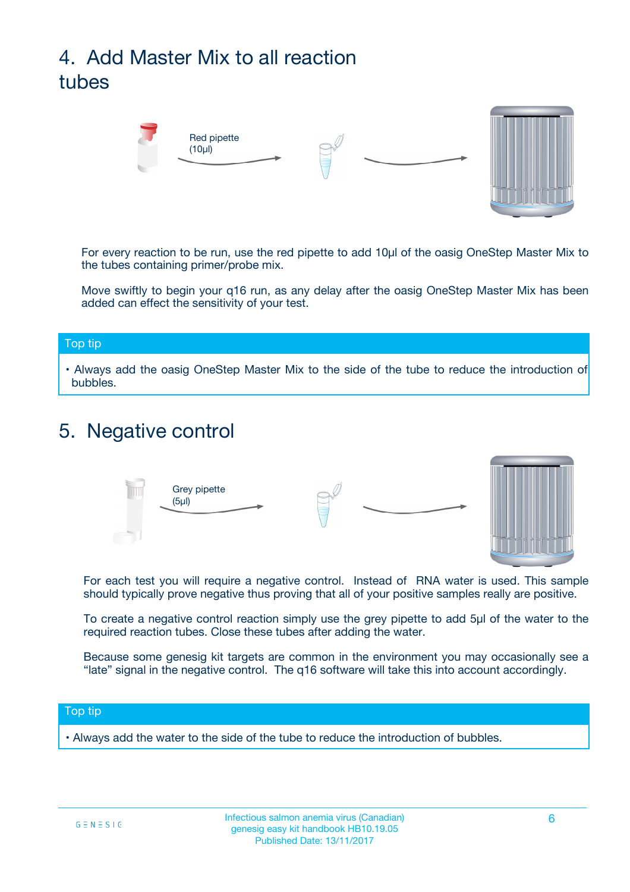# 4. Add Master Mix to all reaction tubes

Red pipette (10µl)

For every reaction to be run, use the red pipette to add 10µl of the oasig OneStep Master Mix to the tubes containing primer/probe mix.

Move swiftly to begin your q16 run, as any delay after the oasig OneStep Master Mix has been added can effect the sensitivity of your test.

**Top tip**

- Always add the oasig OneStep Master Mix to the side of the tube to reduce the introduction of bubbles.

# 5. Negative control

Grey pipette (5µl)

For each test you will require a negative control. Instead of RNA water is used. This sample should typically prove negative thus proving that all of your positive samples really are positive.

To create a negative control reaction simply use the grey pipette to add 5µl of the water to the required reaction tubes. Close these tubes after adding the water.

Because some genesig kit targets are common in the environment you may occasionally see a “late” signal in the negative control. The q16 software will take this into account accordingly.

**Top tip**

- Always add the water to the side of the tube to reduce the introduction of bubbles.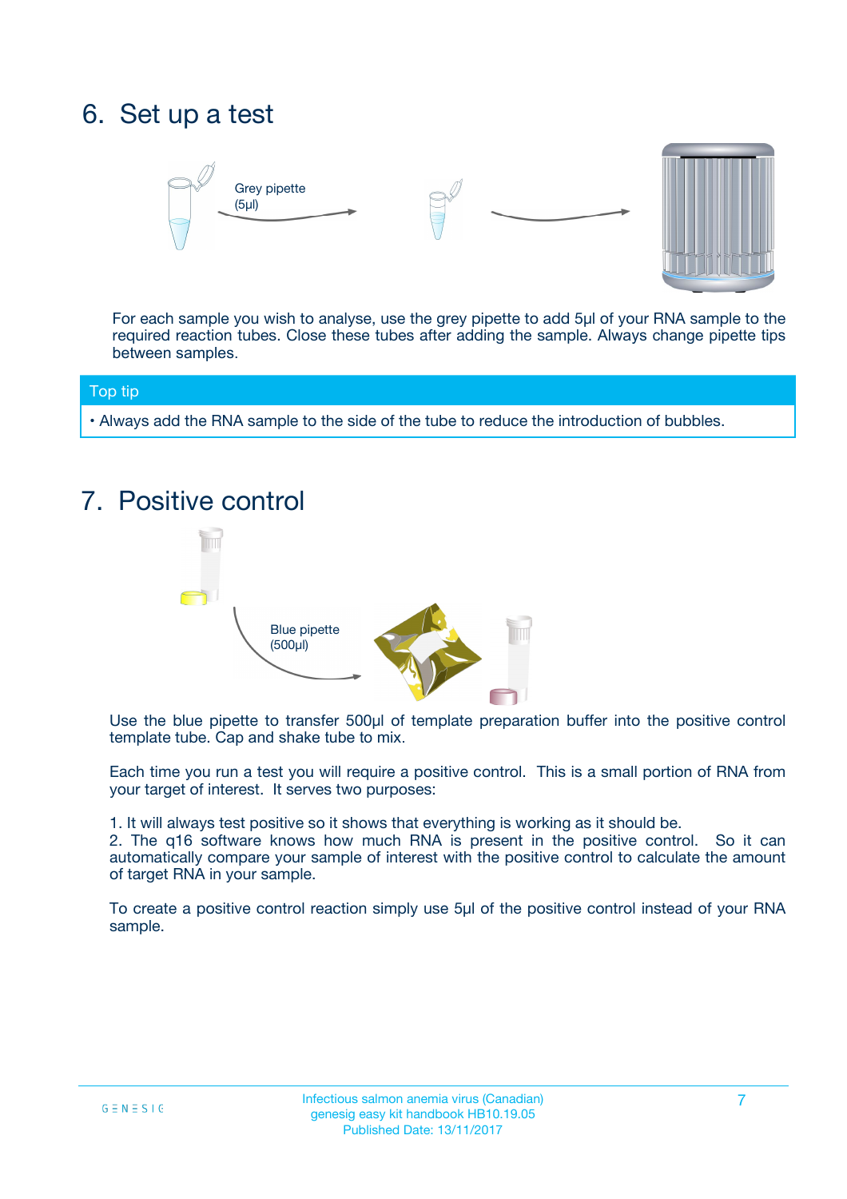# 6. Set up a test

Grey pipette (5µl)

For each sample you wish to analyse, use the grey pipette to add 5µl of your RNA sample to the required reaction tubes. Close these tubes after adding the sample. Always change pipette tips between samples.

**Top tip**

- Always add the RNA sample to the side of the tube to reduce the introduction of bubbles.

# 7. Positive control

Blue pipette (500µl)

Use the blue pipette to transfer 500µl of template preparation buffer into the positive control template tube. Cap and shake tube to mix.

Each time you run a test you will require a positive control. This is a small portion of RNA from your target of interest. It serves two purposes:

1. It will always test positive so it shows that everything is working as it should be.
2. The q16 software knows how much RNA is present in the positive control. So it can automatically compare your sample of interest with the positive control to calculate the amount of target RNA in your sample.

To create a positive control reaction simply use 5µl of the positive control instead of your RNA sample.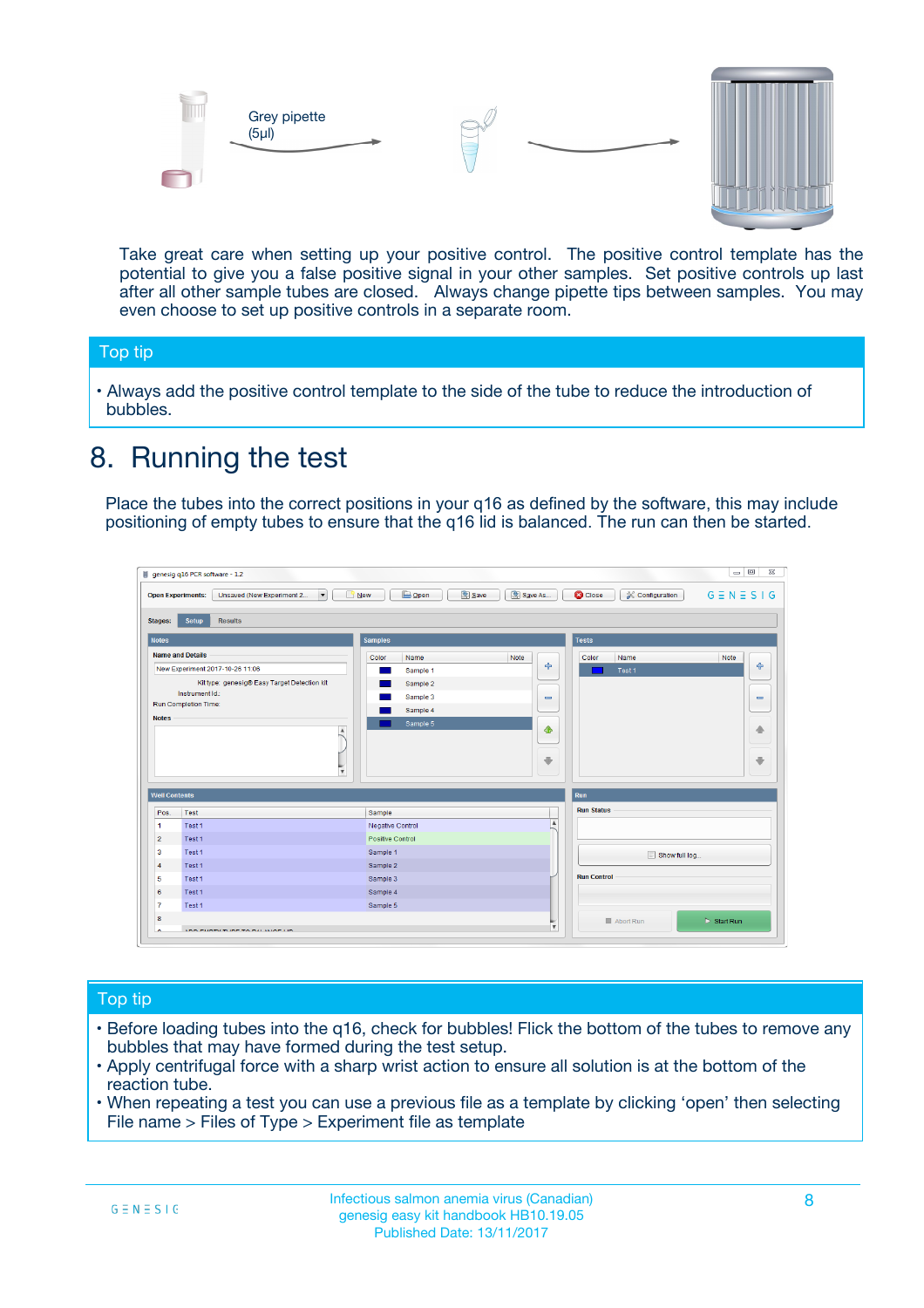Grey pipette (5µl)

Take great care when setting up your positive control. The positive control template has the potential to give you a false positive signal in your other samples. Set positive controls up last after all other sample tubes are closed. Always change pipette tips between samples. You may even choose to set up positive controls in a separate room.

## Top tip

- Always add the positive control template to the side of the tube to reduce the introduction of bubbles.

# 8. Running the test

Place the tubes into the correct positions in your q16 as defined by the software, this may include positioning of empty tubes to ensure that the q16 lid is balanced. The run can then be started.

## Top tip

- Before loading tubes into the q16, check for bubbles! Flick the bottom of the tubes to remove any bubbles that may have formed during the test setup.
- Apply centrifugal force with a sharp wrist action to ensure all solution is at the bottom of the reaction tube.
- When repeating a test you can use a previous file as a template by clicking 'open' then selecting File name > Files of Type > Experiment file as template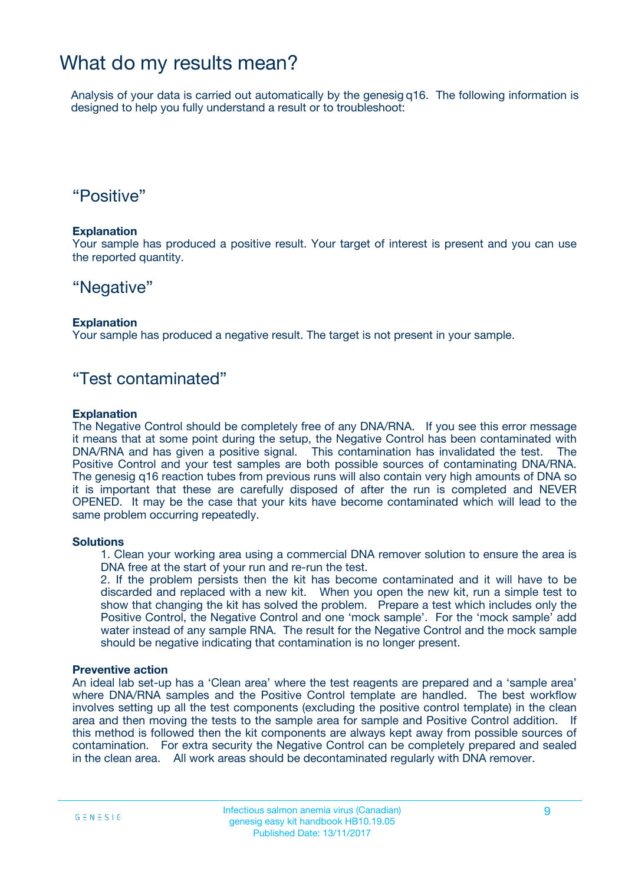# What do my results mean?

Analysis of your data is carried out automatically by the genesig q16. The following information is designed to help you fully understand a result or to troubleshoot:

## “Positive”

**Explanation**
Your sample has produced a positive result. Your target of interest is present and you can use the reported quantity.

## “Negative”

**Explanation**
Your sample has produced a negative result. The target is not present in your sample.

## “Test contaminated”

**Explanation**
The Negative Control should be completely free of any DNA/RNA. If you see this error message it means that at some point during the setup, the Negative Control has been contaminated with DNA/RNA and has given a positive signal. This contamination has invalidated the test. The Positive Control and your test samples are both possible sources of contaminating DNA/RNA. The genesig q16 reaction tubes from previous runs will also contain very high amounts of DNA so it is important that these are carefully disposed of after the run is completed and NEVER OPENED. It may be the case that your kits have become contaminated which will lead to the same problem occurring repeatedly.

**Solutions**

1. Clean your working area using a commercial DNA remover solution to ensure the area is DNA free at the start of your run and re-run the test.
2. If the problem persists then the kit has become contaminated and it will have to be discarded and replaced with a new kit. When you open the new kit, run a simple test to show that changing the kit has solved the problem. Prepare a test which includes only the Positive Control, the Negative Control and one ‘mock sample’. For the ‘mock sample’ add water instead of any sample RNA. The result for the Negative Control and the mock sample should be negative indicating that contamination is no longer present.

**Preventive action**
An ideal lab set-up has a ‘Clean area’ where the test reagents are prepared and a ‘sample area’ where DNA/RNA samples and the Positive Control template are handled. The best workflow involves setting up all the test components (excluding the positive control template) in the clean area and then moving the tests to the sample area for sample and Positive Control addition. If this method is followed then the kit components are always kept away from possible sources of contamination. For extra security the Negative Control can be completely prepared and sealed in the clean area. All work areas should be decontaminated regularly with DNA remover.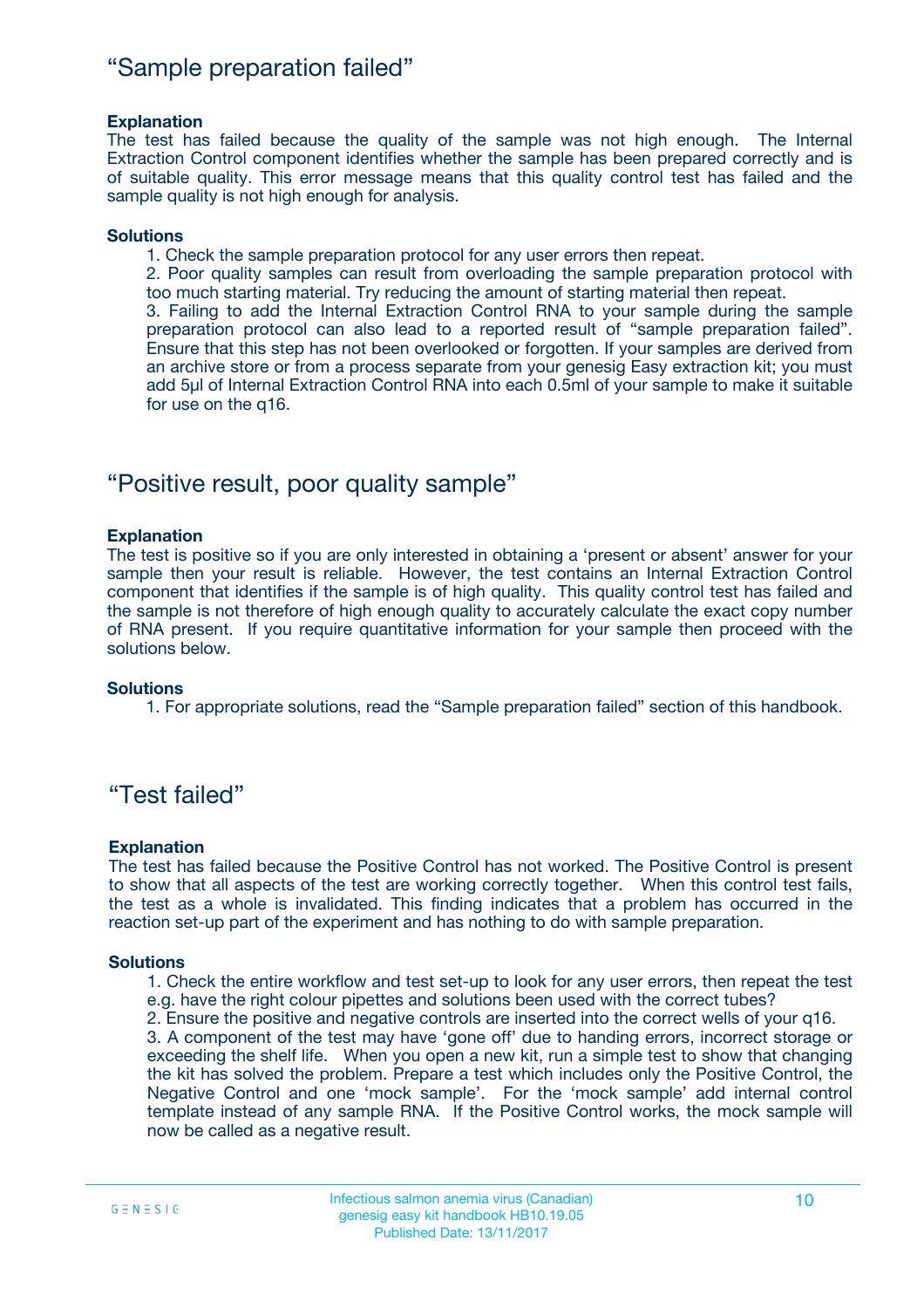## “Sample preparation failed”

**Explanation**
The test has failed because the quality of the sample was not high enough. The Internal Extraction Control component identifies whether the sample has been prepared correctly and is of suitable quality. This error message means that this quality control test has failed and the sample quality is not high enough for analysis.

**Solutions**

1. Check the sample preparation protocol for any user errors then repeat.
2. Poor quality samples can result from overloading the sample preparation protocol with too much starting material. Try reducing the amount of starting material then repeat.
3. Failing to add the Internal Extraction Control RNA to your sample during the sample preparation protocol can also lead to a reported result of “sample preparation failed”. Ensure that this step has not been overlooked or forgotten. If your samples are derived from an archive store or from a process separate from your genesig Easy extraction kit; you must add 5µl of Internal Extraction Control RNA into each 0.5ml of your sample to make it suitable for use on the q16.

## “Positive result, poor quality sample”

**Explanation**
The test is positive so if you are only interested in obtaining a ‘present or absent’ answer for your sample then your result is reliable. However, the test contains an Internal Extraction Control component that identifies if the sample is of high quality. This quality control test has failed and the sample is not therefore of high enough quality to accurately calculate the exact copy number of RNA present. If you require quantitative information for your sample then proceed with the solutions below.

**Solutions**

1. For appropriate solutions, read the “Sample preparation failed” section of this handbook.

## “Test failed”

**Explanation**
The test has failed because the Positive Control has not worked. The Positive Control is present to show that all aspects of the test are working correctly together. When this control test fails, the test as a whole is invalidated. This finding indicates that a problem has occurred in the reaction set-up part of the experiment and has nothing to do with sample preparation.

**Solutions**

1. Check the entire workflow and test set-up to look for any user errors, then repeat the test e.g. have the right colour pipettes and solutions been used with the correct tubes?
2. Ensure the positive and negative controls are inserted into the correct wells of your q16.
3. A component of the test may have ‘gone off’ due to handing errors, incorrect storage or exceeding the shelf life. When you open a new kit, run a simple test to show that changing the kit has solved the problem. Prepare a test which includes only the Positive Control, the Negative Control and one ‘mock sample’. For the ‘mock sample’ add internal control template instead of any sample RNA. If the Positive Control works, the mock sample will now be called as a negative result.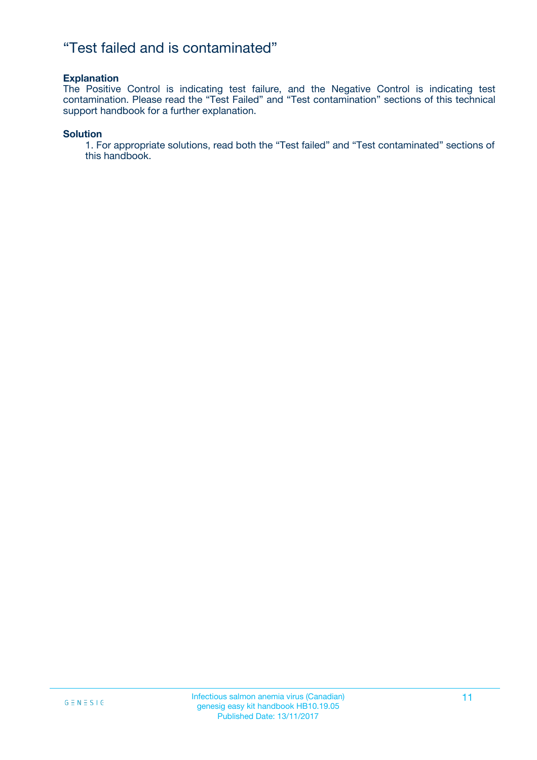# “Test failed and is contaminated”

**Explanation**

The Positive Control is indicating test failure, and the Negative Control is indicating test contamination. Please read the “Test Failed” and “Test contamination” sections of this technical support handbook for a further explanation.

**Solution**

1. For appropriate solutions, read both the “Test failed” and “Test contaminated” sections of this handbook.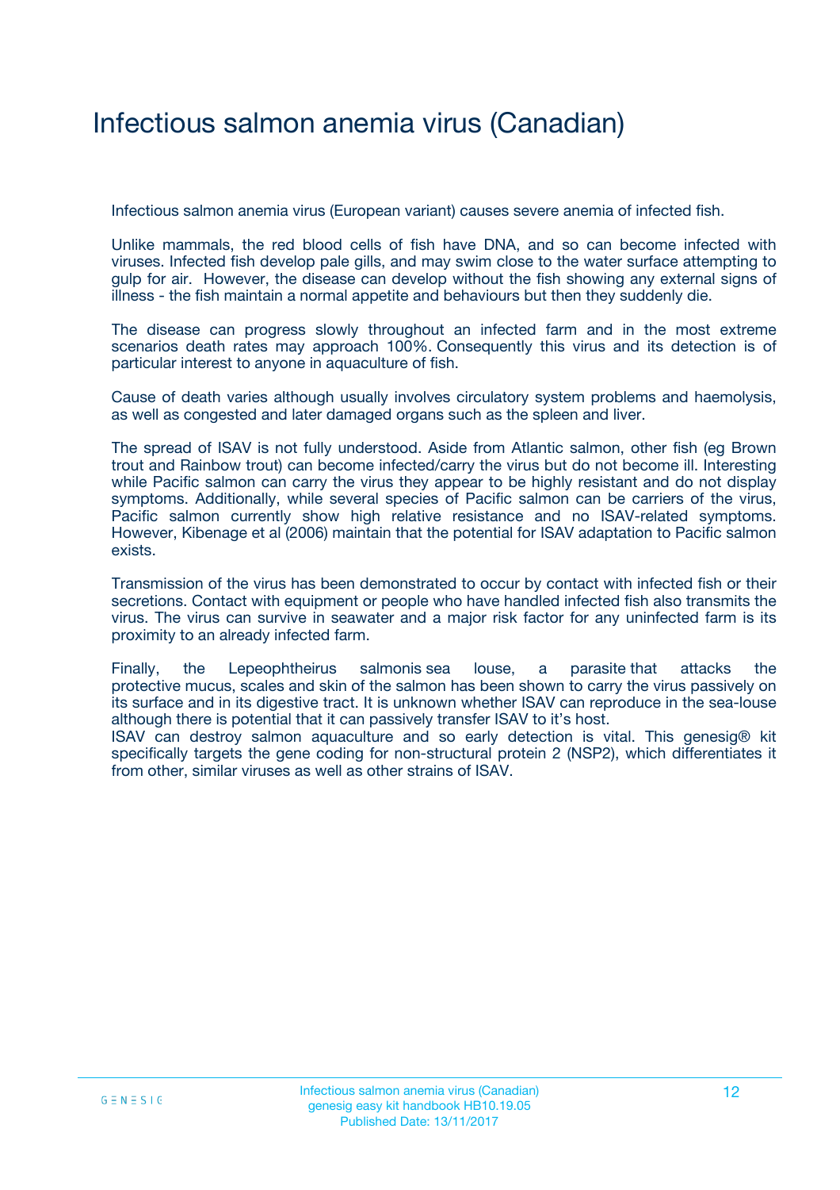# Infectious salmon anemia virus (Canadian)

Infectious salmon anemia virus (European variant) causes severe anemia of infected fish.

Unlike mammals, the red blood cells of fish have DNA, and so can become infected with viruses. Infected fish develop pale gills, and may swim close to the water surface attempting to gulp for air. However, the disease can develop without the fish showing any external signs of illness - the fish maintain a normal appetite and behaviours but then they suddenly die.

The disease can progress slowly throughout an infected farm and in the most extreme scenarios death rates may approach 100%. Consequently this virus and its detection is of particular interest to anyone in aquaculture of fish.

Cause of death varies although usually involves circulatory system problems and haemolysis, as well as congested and later damaged organs such as the spleen and liver.

The spread of ISAV is not fully understood. Aside from Atlantic salmon, other fish (eg Brown trout and Rainbow trout) can become infected/carry the virus but do not become ill. Interesting while Pacific salmon can carry the virus they appear to be highly resistant and do not display symptoms. Additionally, while several species of Pacific salmon can be carriers of the virus, Pacific salmon currently show high relative resistance and no ISAV-related symptoms. However, Kibenage et al (2006) maintain that the potential for ISAV adaptation to Pacific salmon exists.

Transmission of the virus has been demonstrated to occur by contact with infected fish or their secretions. Contact with equipment or people who have handled infected fish also transmits the virus. The virus can survive in seawater and a major risk factor for any uninfected farm is its proximity to an already infected farm.

Finally, the Lepeophtheirus salmonis sea louse, a parasite that attacks the protective mucus, scales and skin of the salmon has been shown to carry the virus passively on its surface and in its digestive tract. It is unknown whether ISAV can reproduce in the sea-louse although there is potential that it can passively transfer ISAV to it's host.
ISAV can destroy salmon aquaculture and so early detection is vital. This genesig® kit specifically targets the gene coding for non-structural protein 2 (NSP2), which differentiates it from other, similar viruses as well as other strains of ISAV.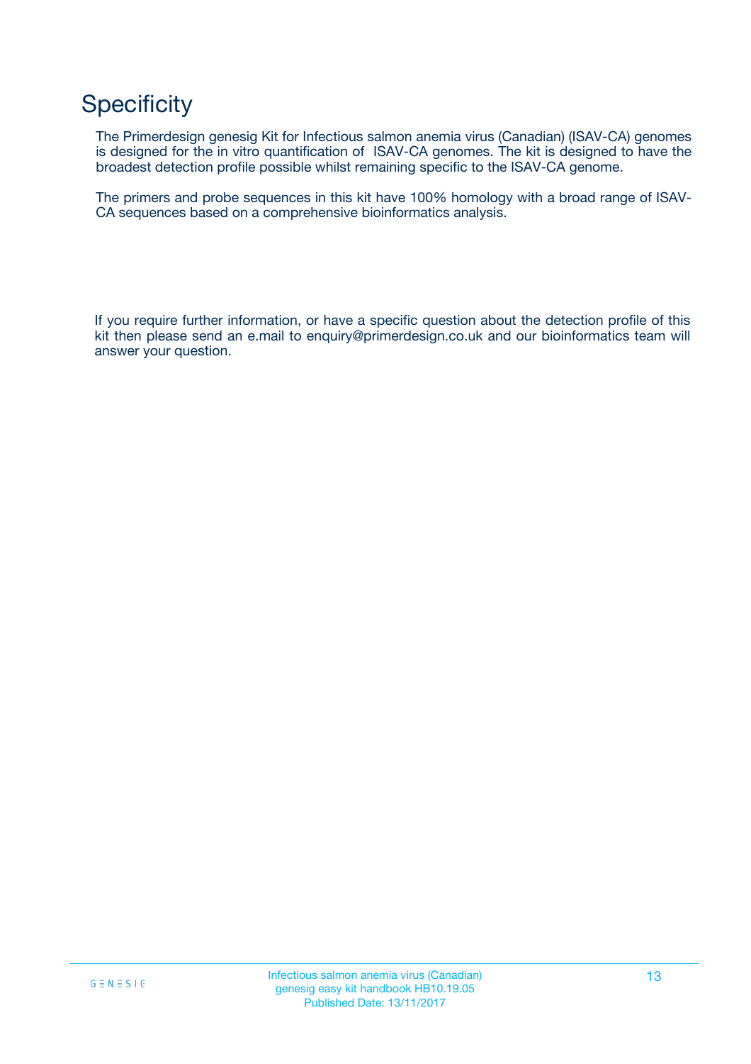# Specificity

The Primerdesign genesig Kit for Infectious salmon anemia virus (Canadian) (ISAV-CA) genomes is designed for the in vitro quantification of ISAV-CA genomes. The kit is designed to have the broadest detection profile possible whilst remaining specific to the ISAV-CA genome.

The primers and probe sequences in this kit have 100% homology with a broad range of ISAV-CA sequences based on a comprehensive bioinformatics analysis.

If you require further information, or have a specific question about the detection profile of this kit then please send an e.mail to enquiry@primerdesign.co.uk and our bioinformatics team will answer your question.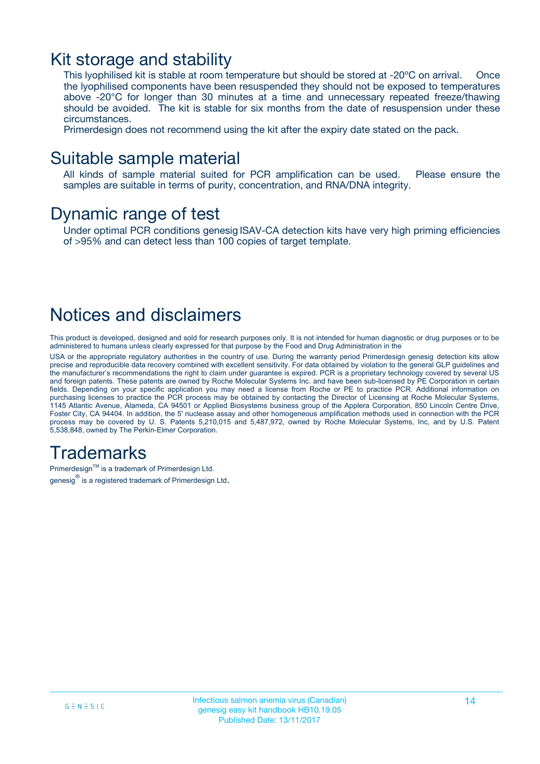# Kit storage and stability

This lyophilised kit is stable at room temperature but should be stored at -20ºC on arrival. Once the lyophilised components have been resuspended they should not be exposed to temperatures above -20°C for longer than 30 minutes at a time and unnecessary repeated freeze/thawing should be avoided. The kit is stable for six months from the date of resuspension under these circumstances.

Primerdesign does not recommend using the kit after the expiry date stated on the pack.

# Suitable sample material

All kinds of sample material suited for PCR amplification can be used. Please ensure the samples are suitable in terms of purity, concentration, and RNA/DNA integrity.

# Dynamic range of test

Under optimal PCR conditions genesig ISAV-CA detection kits have very high priming efficiencies of >95% and can detect less than 100 copies of target template.

# Notices and disclaimers

This product is developed, designed and sold for research purposes only. It is not intended for human diagnostic or drug purposes or to be administered to humans unless clearly expressed for that purpose by the Food and Drug Administration in the

USA or the appropriate regulatory authorities in the country of use. During the warranty period Primerdesign genesig detection kits allow precise and reproducible data recovery combined with excellent sensitivity. For data obtained by violation to the general GLP guidelines and the manufacturer's recommendations the right to claim under guarantee is expired. PCR is a proprietary technology covered by several US and foreign patents. These patents are owned by Roche Molecular Systems Inc. and have been sub-licensed by PE Corporation in certain fields. Depending on your specific application you may need a license from Roche or PE to practice PCR. Additional information on purchasing licenses to practice the PCR process may be obtained by contacting the Director of Licensing at Roche Molecular Systems, 1145 Atlantic Avenue, Alameda, CA 94501 or Applied Biosystems business group of the Applera Corporation, 850 Lincoln Centre Drive, Foster City, CA 94404. In addition, the 5' nuclease assay and other homogeneous amplification methods used in connection with the PCR process may be covered by U. S. Patents 5,210,015 and 5,487,972, owned by Roche Molecular Systems, Inc, and by U.S. Patent 5,538,848, owned by The Perkin-Elmer Corporation.

# Trademarks

Primerdesign™ is a trademark of Primerdesign Ltd.

genesig® is a registered trademark of Primerdesign Ltd.